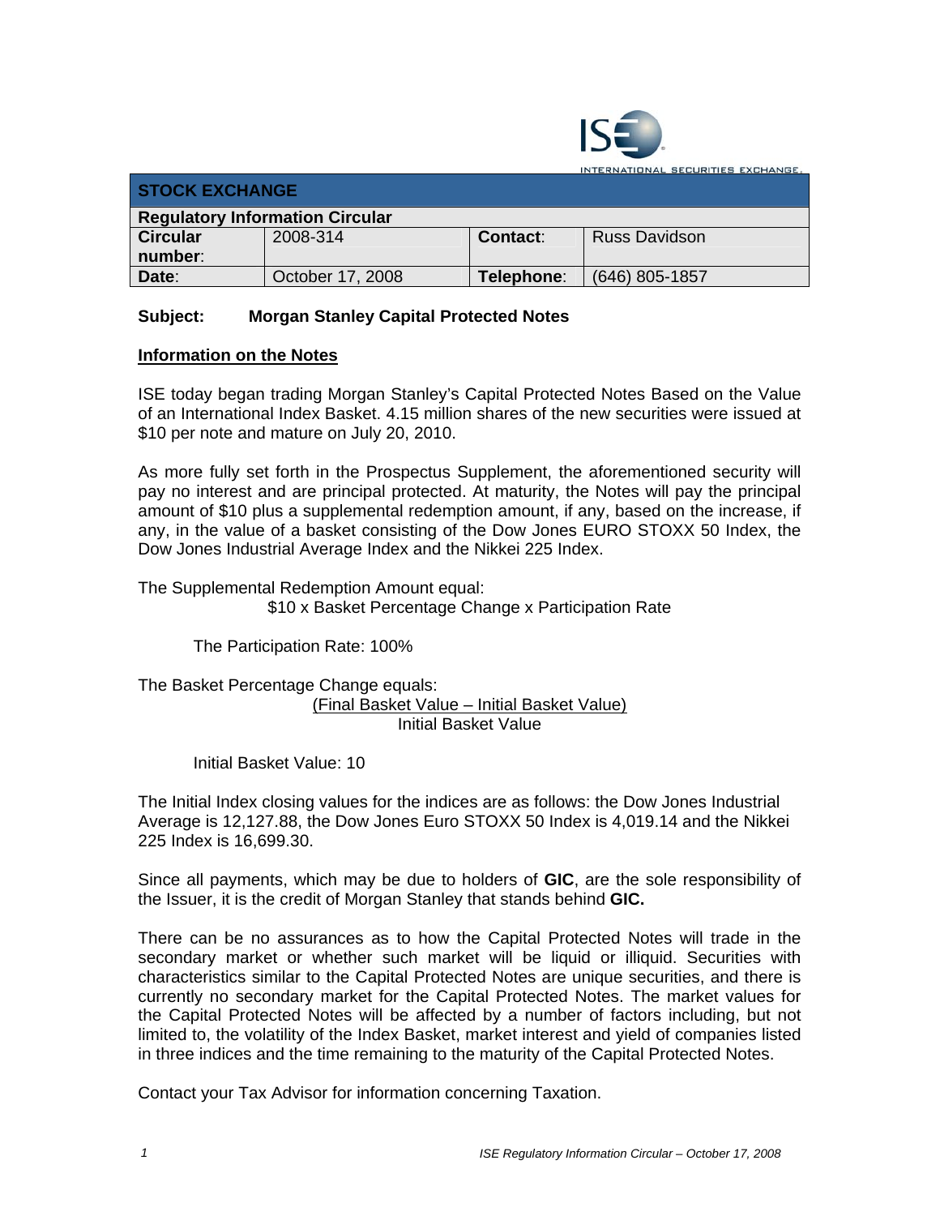INTERNATIONAL SECURITIES EXCHANGE

| STOCK EXCHANGE | | | |
|---|---|---|---|
| **Regulatory Information Circular** | | | |
| **Circular number**: | 2008-314 | **Contact**: | Russ Davidson |
| **Date**: | October 17, 2008 | **Telephone**: | (646) 805-1857 |

**Subject: Morgan Stanley Capital Protected Notes**

**Information on the Notes**

ISE today began trading Morgan Stanley's Capital Protected Notes Based on the Value of an International Index Basket. 4.15 million shares of the new securities were issued at $10 per note and mature on July 20, 2010.

As more fully set forth in the Prospectus Supplement, the aforementioned security will pay no interest and are principal protected. At maturity, the Notes will pay the principal amount of $10 plus a supplemental redemption amount, if any, based on the increase, if any, in the value of a basket consisting of the Dow Jones EURO STOXX 50 Index, the Dow Jones Industrial Average Index and the Nikkei 225 Index.

The Supplemental Redemption Amount equal:

$10 x Basket Percentage Change x Participation Rate

The Participation Rate: 100%

The Basket Percentage Change equals:

$$\frac{\text{Final Basket Value} - \text{Initial Basket Value}}{\text{Initial Basket Value}}$$

Initial Basket Value: 10

The Initial Index closing values for the indices are as follows: the Dow Jones Industrial Average is 12,127.88, the Dow Jones Euro STOXX 50 Index is 4,019.14 and the Nikkei 225 Index is 16,699.30.

Since all payments, which may be due to holders of **GIC**, are the sole responsibility of the Issuer, it is the credit of Morgan Stanley that stands behind **GIC.**

There can be no assurances as to how the Capital Protected Notes will trade in the secondary market or whether such market will be liquid or illiquid. Securities with characteristics similar to the Capital Protected Notes are unique securities, and there is currently no secondary market for the Capital Protected Notes. The market values for the Capital Protected Notes will be affected by a number of factors including, but not limited to, the volatility of the Index Basket, market interest and yield of companies listed in three indices and the time remaining to the maturity of the Capital Protected Notes.

Contact your Tax Advisor for information concerning Taxation.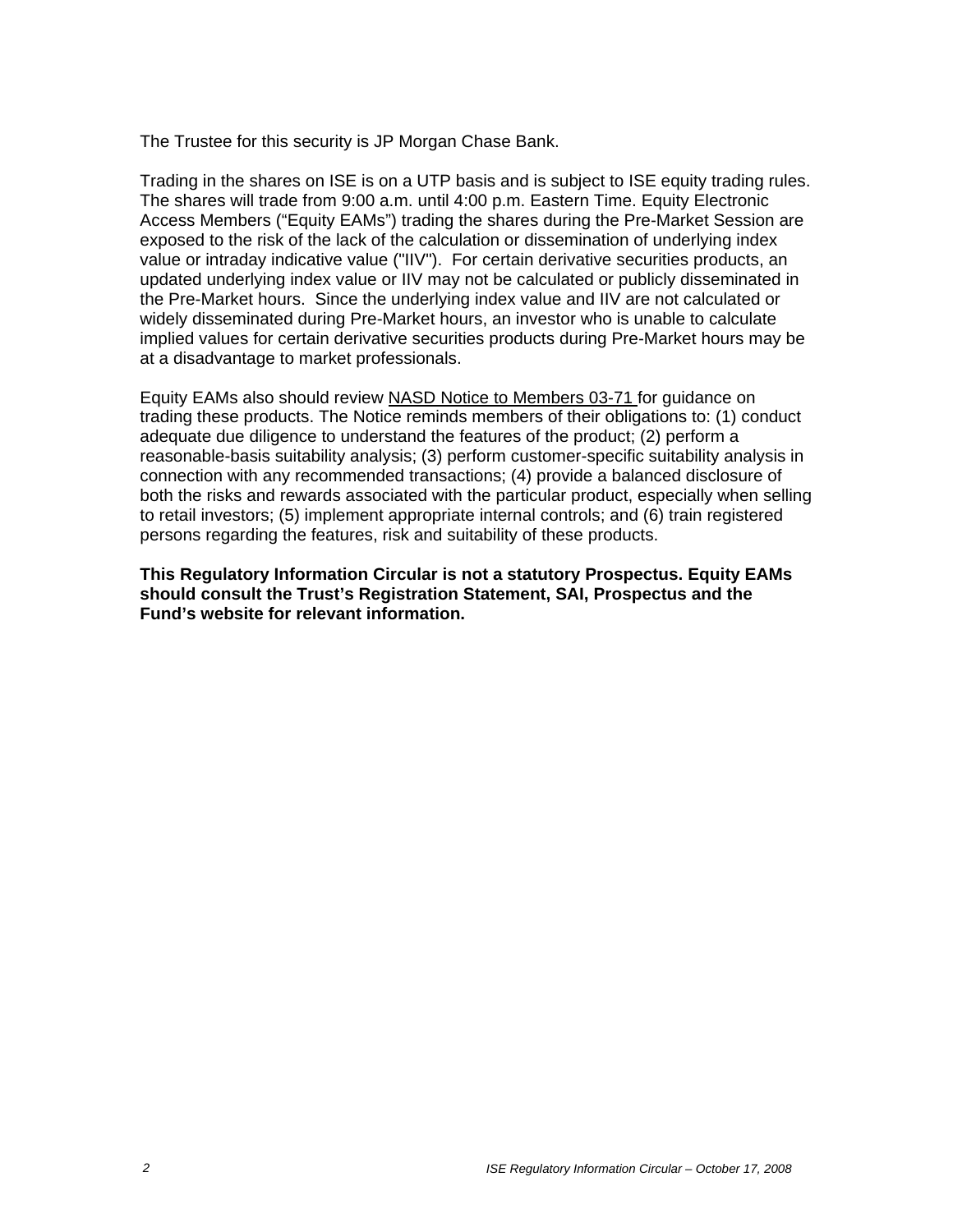The Trustee for this security is JP Morgan Chase Bank.

Trading in the shares on ISE is on a UTP basis and is subject to ISE equity trading rules. The shares will trade from 9:00 a.m. until 4:00 p.m. Eastern Time. Equity Electronic Access Members ("Equity EAMs") trading the shares during the Pre-Market Session are exposed to the risk of the lack of the calculation or dissemination of underlying index value or intraday indicative value ("IIV"). For certain derivative securities products, an updated underlying index value or IIV may not be calculated or publicly disseminated in the Pre-Market hours. Since the underlying index value and IIV are not calculated or widely disseminated during Pre-Market hours, an investor who is unable to calculate implied values for certain derivative securities products during Pre-Market hours may be at a disadvantage to market professionals.

Equity EAMs also should review NASD Notice to Members 03-71 for guidance on trading these products. The Notice reminds members of their obligations to: (1) conduct adequate due diligence to understand the features of the product; (2) perform a reasonable-basis suitability analysis; (3) perform customer-specific suitability analysis in connection with any recommended transactions; (4) provide a balanced disclosure of both the risks and rewards associated with the particular product, especially when selling to retail investors; (5) implement appropriate internal controls; and (6) train registered persons regarding the features, risk and suitability of these products.

**This Regulatory Information Circular is not a statutory Prospectus. Equity EAMs should consult the Trust's Registration Statement, SAI, Prospectus and the Fund's website for relevant information.**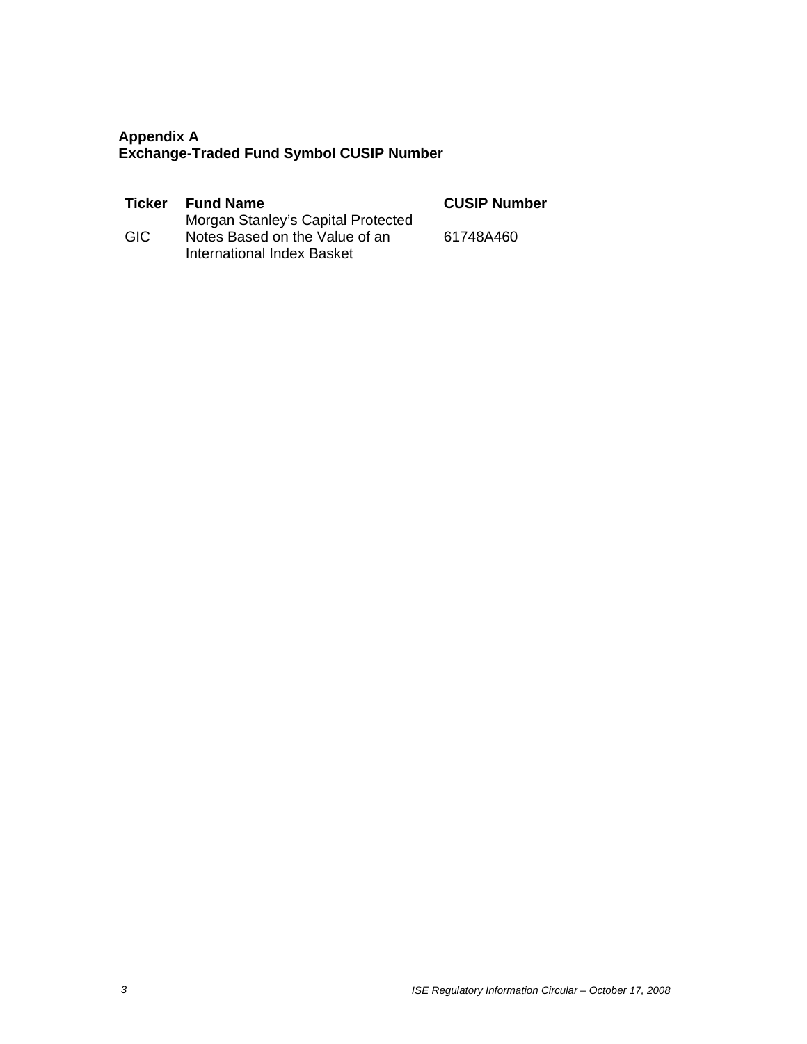**Appendix A**
**Exchange-Traded Fund Symbol CUSIP Number**

| Ticker | Fund Name | CUSIP Number |
|---|---|---|
| GIC | Morgan Stanley's Capital Protected Notes Based on the Value of an International Index Basket | 61748A460 |